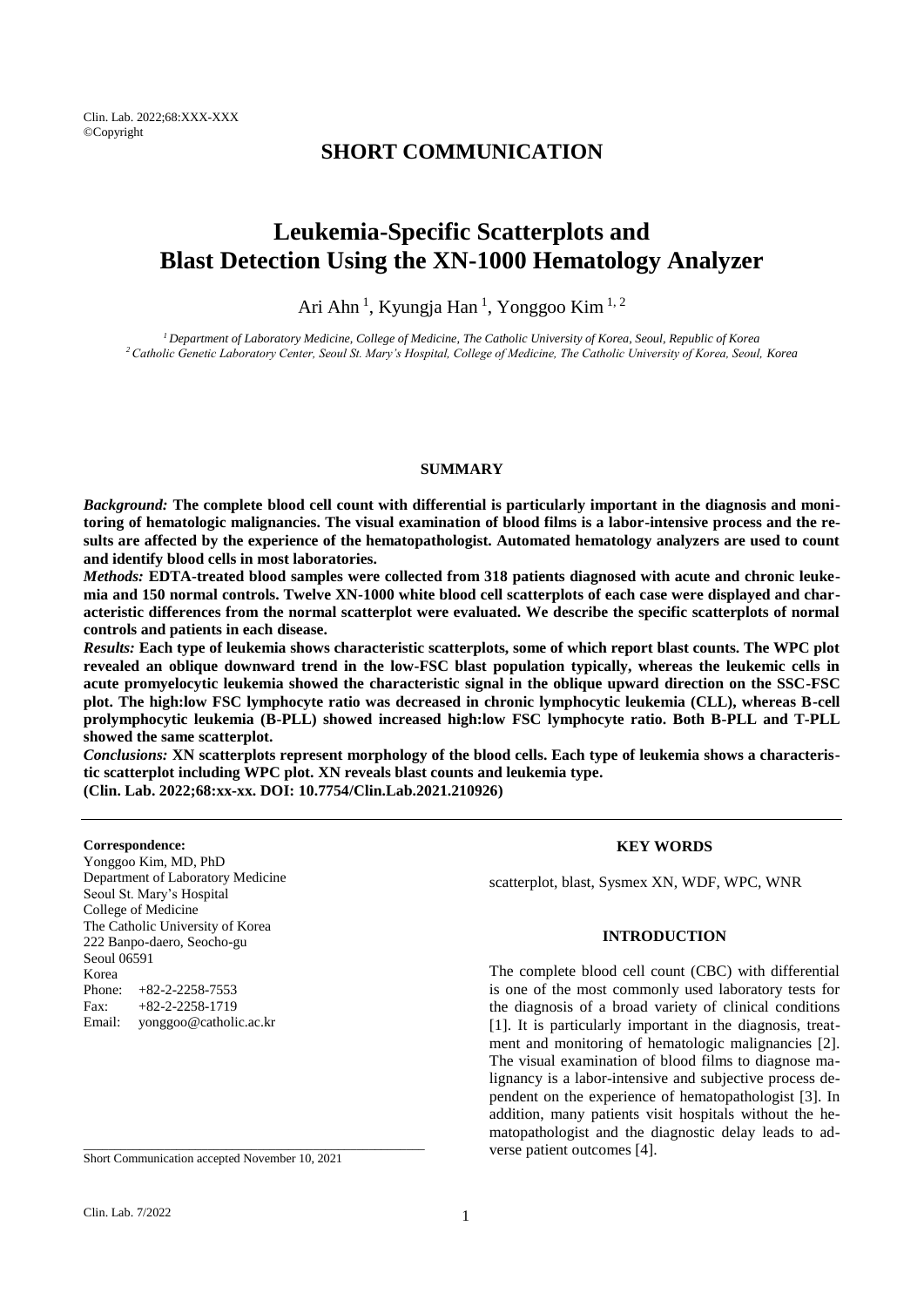## SHORT COMMUNICATION

# Leukemia-Specific Scatterplots and Blast Detection Using the XN-1000 Hematology Analyzer

Ari Ahn [1], Kyungja Han [1], Yonggoo Kim [1, 2]

[1] Department of Laboratory Medicine, College of Medicine, The Catholic University of Korea, Seoul, Republic of Korea
[2] Catholic Genetic Laboratory Center, Seoul St. Mary's Hospital, College of Medicine, The Catholic University of Korea, Seoul, Korea

### SUMMARY

***Background:*** **The complete blood cell count with differential is particularly important in the diagnosis and monitoring of hematologic malignancies. The visual examination of blood films is a labor-intensive process and the results are affected by the experience of the hematopathologist. Automated hematology analyzers are used to count and identify blood cells in most laboratories.**

***Methods:*** **EDTA-treated blood samples were collected from 318 patients diagnosed with acute and chronic leukemia and 150 normal controls. Twelve XN-1000 white blood cell scatterplots of each case were displayed and characteristic differences from the normal scatterplot were evaluated. We describe the specific scatterplots of normal controls and patients in each disease.**

***Results:*** **Each type of leukemia shows characteristic scatterplots, some of which report blast counts. The WPC plot revealed an oblique downward trend in the low-FSC blast population typically, whereas the leukemic cells in acute promyelocytic leukemia showed the characteristic signal in the oblique upward direction on the SSC-FSC plot. The high:low FSC lymphocyte ratio was decreased in chronic lymphocytic leukemia (CLL), whereas B-cell prolymphocytic leukemia (B-PLL) showed increased high:low FSC lymphocyte ratio. Both B-PLL and T-PLL showed the same scatterplot.**

***Conclusions:*** **XN scatterplots represent morphology of the blood cells. Each type of leukemia shows a characteristic scatterplot including WPC plot. XN reveals blast counts and leukemia type.**

**(Clin. Lab. 2022;68:xx-xx. DOI: 10.7754/Clin.Lab.2021.210926)**

**Correspondence:**
Yonggoo Kim, MD, PhD
Department of Laboratory Medicine
Seoul St. Mary's Hospital
College of Medicine
The Catholic University of Korea
222 Banpo-daero, Seocho-gu
Seoul 06591
Korea
Phone: +82-2-2258-7553
Fax: +82-2-2258-1719
Email: yonggoo@catholic.ac.kr

Short Communication accepted November 10, 2021

### KEY WORDS

scatterplot, blast, Sysmex XN, WDF, WPC, WNR

### INTRODUCTION

The complete blood cell count (CBC) with differential is one of the most commonly used laboratory tests for the diagnosis of a broad variety of clinical conditions [1]. It is particularly important in the diagnosis, treatment and monitoring of hematologic malignancies [2]. The visual examination of blood films to diagnose malignancy is a labor-intensive and subjective process dependent on the experience of hematopathologist [3]. In addition, many patients visit hospitals without the hematopathologist and the diagnostic delay leads to adverse patient outcomes [4].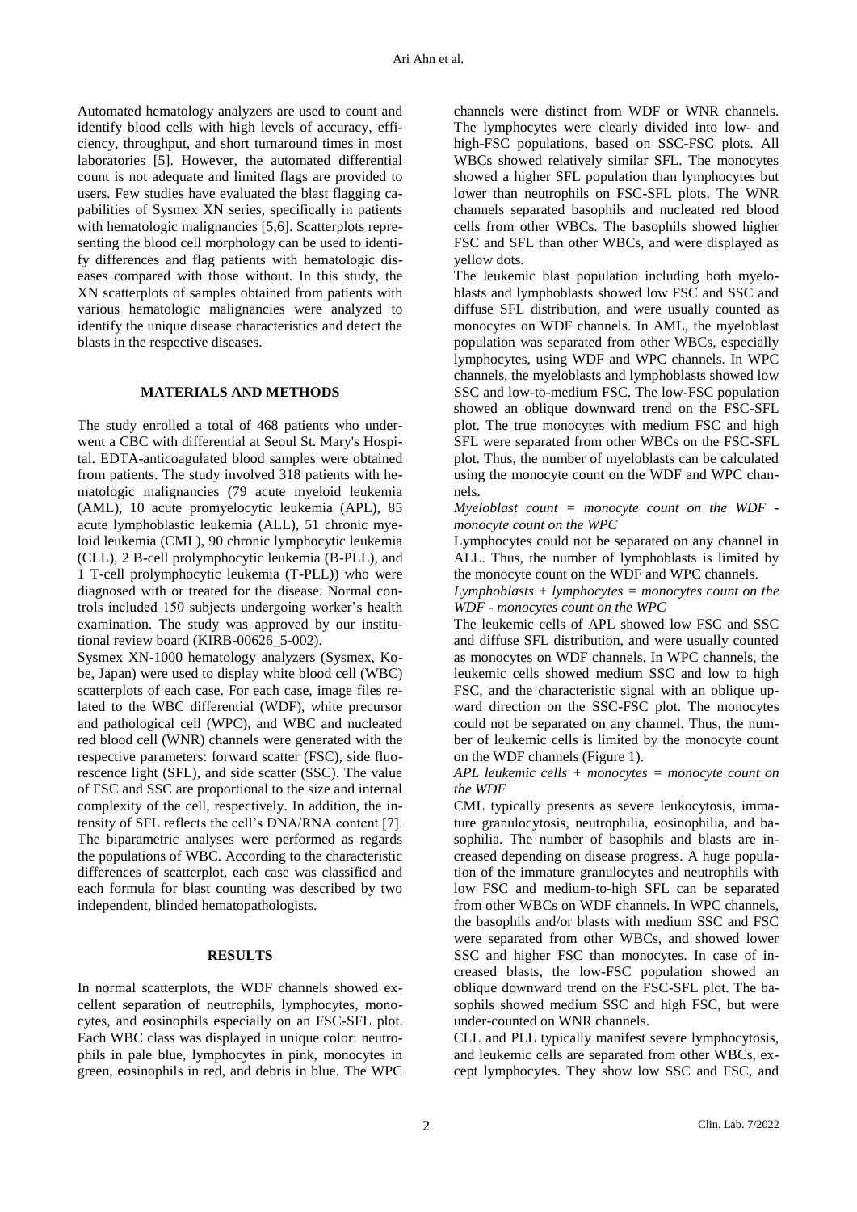Automated hematology analyzers are used to count and identify blood cells with high levels of accuracy, efficiency, throughput, and short turnaround times in most laboratories [5]. However, the automated differential count is not adequate and limited flags are provided to users. Few studies have evaluated the blast flagging capabilities of Sysmex XN series, specifically in patients with hematologic malignancies [5,6]. Scatterplots representing the blood cell morphology can be used to identify differences and flag patients with hematologic diseases compared with those without. In this study, the XN scatterplots of samples obtained from patients with various hematologic malignancies were analyzed to identify the unique disease characteristics and detect the blasts in the respective diseases.

## MATERIALS AND METHODS

The study enrolled a total of 468 patients who underwent a CBC with differential at Seoul St. Mary's Hospital. EDTA-anticoagulated blood samples were obtained from patients. The study involved 318 patients with hematologic malignancies (79 acute myeloid leukemia (AML), 10 acute promyelocytic leukemia (APL), 85 acute lymphoblastic leukemia (ALL), 51 chronic myeloid leukemia (CML), 90 chronic lymphocytic leukemia (CLL), 2 B-cell prolymphocytic leukemia (B-PLL), and 1 T-cell prolymphocytic leukemia (T-PLL)) who were diagnosed with or treated for the disease. Normal controls included 150 subjects undergoing worker's health examination. The study was approved by our institutional review board (KIRB-00626_5-002).

Sysmex XN-1000 hematology analyzers (Sysmex, Kobe, Japan) were used to display white blood cell (WBC) scatterplots of each case. For each case, image files related to the WBC differential (WDF), white precursor and pathological cell (WPC), and WBC and nucleated red blood cell (WNR) channels were generated with the respective parameters: forward scatter (FSC), side fluorescence light (SFL), and side scatter (SSC). The value of FSC and SSC are proportional to the size and internal complexity of the cell, respectively. In addition, the intensity of SFL reflects the cell's DNA/RNA content [7]. The biparametric analyses were performed as regards the populations of WBC. According to the characteristic differences of scatterplot, each case was classified and each formula for blast counting was described by two independent, blinded hematopathologists.

## RESULTS

In normal scatterplots, the WDF channels showed excellent separation of neutrophils, lymphocytes, monocytes, and eosinophils especially on an FSC-SFL plot. Each WBC class was displayed in unique color: neutrophils in pale blue, lymphocytes in pink, monocytes in green, eosinophils in red, and debris in blue. The WPC channels were distinct from WDF or WNR channels. The lymphocytes were clearly divided into low- and high-FSC populations, based on SSC-FSC plots. All WBCs showed relatively similar SFL. The monocytes showed a higher SFL population than lymphocytes but lower than neutrophils on FSC-SFL plots. The WNR channels separated basophils and nucleated red blood cells from other WBCs. The basophils showed higher FSC and SFL than other WBCs, and were displayed as yellow dots.

The leukemic blast population including both myeloblasts and lymphoblasts showed low FSC and SSC and diffuse SFL distribution, and were usually counted as monocytes on WDF channels. In AML, the myeloblast population was separated from other WBCs, especially lymphocytes, using WDF and WPC channels. In WPC channels, the myeloblasts and lymphoblasts showed low SSC and low-to-medium FSC. The low-FSC population showed an oblique downward trend on the FSC-SFL plot. The true monocytes with medium FSC and high SFL were separated from other WBCs on the FSC-SFL plot. Thus, the number of myeloblasts can be calculated using the monocyte count on the WDF and WPC channels.

*Myeloblast count = monocyte count on the WDF - monocyte count on the WPC*

Lymphocytes could not be separated on any channel in ALL. Thus, the number of lymphoblasts is limited by the monocyte count on the WDF and WPC channels.

*Lymphoblasts + lymphocytes = monocytes count on the WDF - monocytes count on the WPC*

The leukemic cells of APL showed low FSC and SSC and diffuse SFL distribution, and were usually counted as monocytes on WDF channels. In WPC channels, the leukemic cells showed medium SSC and low to high FSC, and the characteristic signal with an oblique upward direction on the SSC-FSC plot. The monocytes could not be separated on any channel. Thus, the number of leukemic cells is limited by the monocyte count on the WDF channels (Figure 1).

*APL leukemic cells + monocytes = monocyte count on the WDF*

CML typically presents as severe leukocytosis, immature granulocytosis, neutrophilia, eosinophilia, and basophilia. The number of basophils and blasts are increased depending on disease progress. A huge population of the immature granulocytes and neutrophils with low FSC and medium-to-high SFL can be separated from other WBCs on WDF channels. In WPC channels, the basophils and/or blasts with medium SSC and FSC were separated from other WBCs, and showed lower SSC and higher FSC than monocytes. In case of increased blasts, the low-FSC population showed an oblique downward trend on the FSC-SFL plot. The basophils showed medium SSC and high FSC, but were under-counted on WNR channels.

CLL and PLL typically manifest severe lymphocytosis, and leukemic cells are separated from other WBCs, except lymphocytes. They show low SSC and FSC, and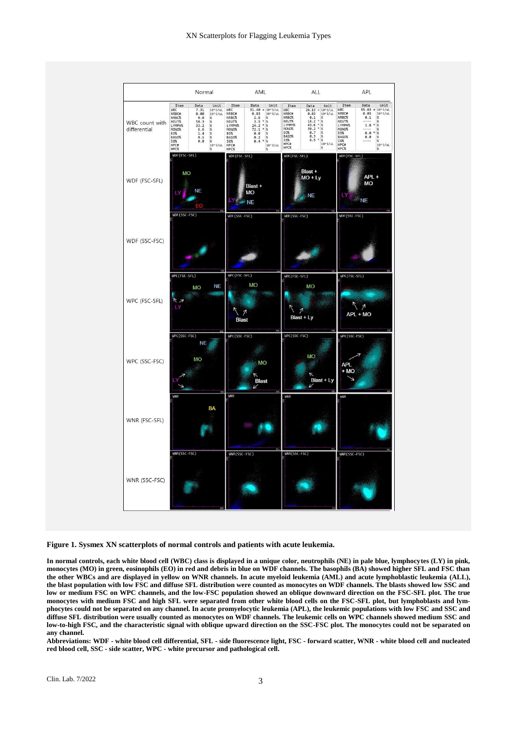**Figure 1. Sysmex XN scatterplots of normal controls and patients with acute leukemia.**

**In normal controls, each white blood cell (WBC) class is displayed in a unique color, neutrophils (NE) in pale blue, lymphocytes (LY) in pink, monocytes (MO) in green, eosinophils (EO) in red and debris in blue on WDF channels. The basophils (BA) showed higher SFL and FSC than the other WBCs and are displayed in yellow on WNR channels. In acute myeloid leukemia (AML) and acute lymphoblastic leukemia (ALL), the blast population with low FSC and diffuse SFL distribution were counted as monocytes on WDF channels. The blasts showed low SSC and low or medium FSC on WPC channels, and the low-FSC population showed an oblique downward direction on the FSC-SFL plot. The true monocytes with medium FSC and high SFL were separated from other white blood cells on the FSC-SFL plot, but lymphoblasts and lymphocytes could not be separated on any channel. In acute promyelocytic leukemia (APL), the leukemic populations with low FSC and SSC and diffuse SFL distribution were usually counted as monocytes on WDF channels. The leukemic cells on WPC channels showed medium SSC and low-to-high FSC, and the characteristic signal with oblique upward direction on the SSC-FSC plot. The monocytes could not be separated on any channel.**

**Abbreviations: WDF - white blood cell differential, SFL - side fluorescence light, FSC - forward scatter, WNR - white blood cell and nucleated red blood cell, SSC - side scatter, WPC - white precursor and pathological cell.**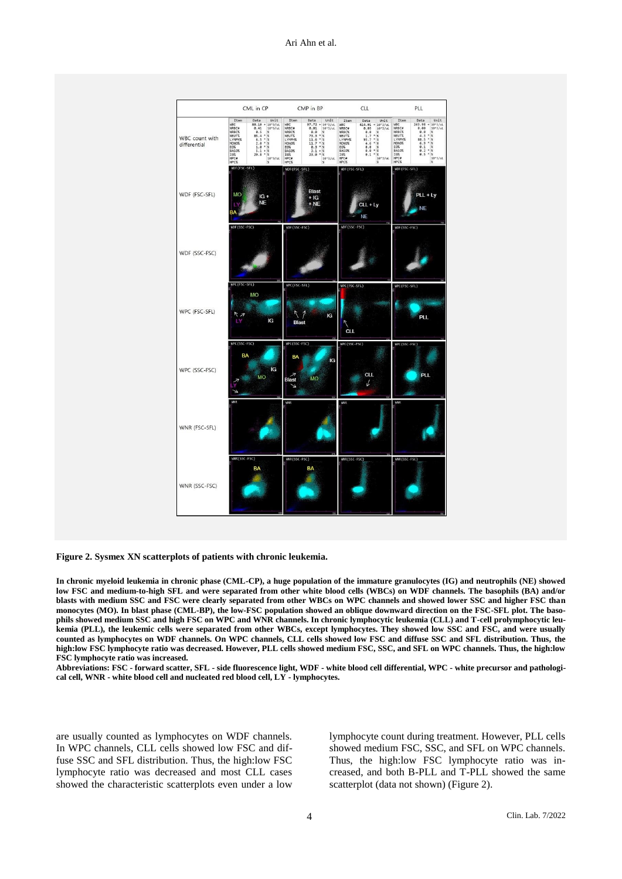**Figure 2. Sysmex XN scatterplots of patients with chronic leukemia.**

**In chronic myeloid leukemia in chronic phase (CML-CP), a huge population of the immature granulocytes (IG) and neutrophils (NE) showed low FSC and medium-to-high SFL and were separated from other white blood cells (WBCs) on WDF channels. The basophils (BA) and/or blasts with medium SSC and FSC were clearly separated from other WBCs on WPC channels and showed lower SSC and higher FSC than monocytes (MO). In blast phase (CML-BP), the low-FSC population showed an oblique downward direction on the FSC-SFL plot. The basophils showed medium SSC and high FSC on WPC and WNR channels. In chronic lymphocytic leukemia (CLL) and T-cell prolymphocytic leukemia (PLL), the leukemic cells were separated from other WBCs, except lymphocytes. They showed low SSC and FSC, and were usually counted as lymphocytes on WDF channels. On WPC channels, CLL cells showed low FSC and diffuse SSC and SFL distribution. Thus, the high:low FSC lymphocyte ratio was decreased. However, PLL cells showed medium FSC, SSC, and SFL on WPC channels. Thus, the high:low FSC lymphocyte ratio was increased.**

**Abbreviations: FSC - forward scatter, SFL - side fluorescence light, WDF - white blood cell differential, WPC - white precursor and pathological cell, WNR - white blood cell and nucleated red blood cell, LY - lymphocytes.**

are usually counted as lymphocytes on WDF channels. In WPC channels, CLL cells showed low FSC and diffuse SSC and SFL distribution. Thus, the high:low FSC lymphocyte ratio was decreased and most CLL cases showed the characteristic scatterplots even under a low lymphocyte count during treatment. However, PLL cells showed medium FSC, SSC, and SFL on WPC channels. Thus, the high:low FSC lymphocyte ratio was increased, and both B-PLL and T-PLL showed the same scatterplot (data not shown) (Figure 2).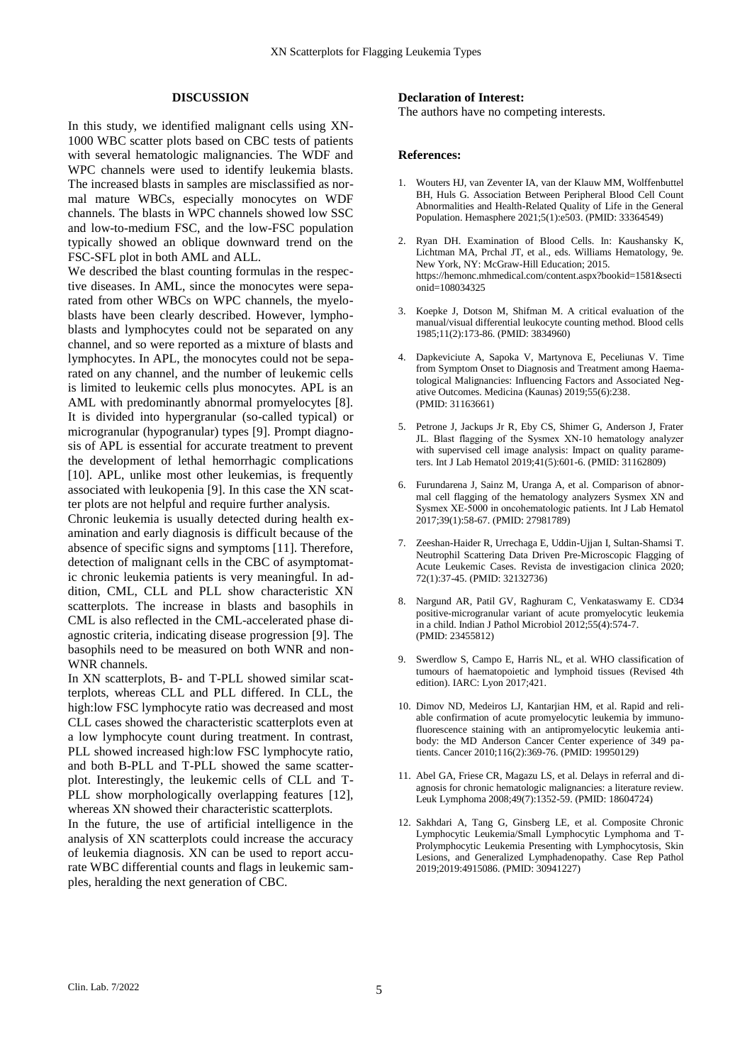## DISCUSSION

In this study, we identified malignant cells using XN-1000 WBC scatter plots based on CBC tests of patients with several hematologic malignancies. The WDF and WPC channels were used to identify leukemia blasts. The increased blasts in samples are misclassified as normal mature WBCs, especially monocytes on WDF channels. The blasts in WPC channels showed low SSC and low-to-medium FSC, and the low-FSC population typically showed an oblique downward trend on the FSC-SFL plot in both AML and ALL.

We described the blast counting formulas in the respective diseases. In AML, since the monocytes were separated from other WBCs on WPC channels, the myeloblasts have been clearly described. However, lymphoblasts and lymphocytes could not be separated on any channel, and so were reported as a mixture of blasts and lymphocytes. In APL, the monocytes could not be separated on any channel, and the number of leukemic cells is limited to leukemic cells plus monocytes. APL is an AML with predominantly abnormal promyelocytes [8]. It is divided into hypergranular (so-called typical) or microgranular (hypogranular) types [9]. Prompt diagnosis of APL is essential for accurate treatment to prevent the development of lethal hemorrhagic complications [10]. APL, unlike most other leukemias, is frequently associated with leukopenia [9]. In this case the XN scatter plots are not helpful and require further analysis.

Chronic leukemia is usually detected during health examination and early diagnosis is difficult because of the absence of specific signs and symptoms [11]. Therefore, detection of malignant cells in the CBC of asymptomatic chronic leukemia patients is very meaningful. In addition, CML, CLL and PLL show characteristic XN scatterplots. The increase in blasts and basophils in CML is also reflected in the CML-accelerated phase diagnostic criteria, indicating disease progression [9]. The basophils need to be measured on both WNR and non-WNR channels.

In XN scatterplots, B- and T-PLL showed similar scatterplots, whereas CLL and PLL differed. In CLL, the high:low FSC lymphocyte ratio was decreased and most CLL cases showed the characteristic scatterplots even at a low lymphocyte count during treatment. In contrast, PLL showed increased high:low FSC lymphocyte ratio, and both B-PLL and T-PLL showed the same scatterplot. Interestingly, the leukemic cells of CLL and T-PLL show morphologically overlapping features [12], whereas XN showed their characteristic scatterplots.

In the future, the use of artificial intelligence in the analysis of XN scatterplots could increase the accuracy of leukemia diagnosis. XN can be used to report accurate WBC differential counts and flags in leukemic samples, heralding the next generation of CBC.

**Declaration of Interest:**
The authors have no competing interests.

**References:**

1. Wouters HJ, van Zeventer IA, van der Klauw MM, Wolffenbuttel BH, Huls G. Association Between Peripheral Blood Cell Count Abnormalities and Health-Related Quality of Life in the General Population. Hemasphere 2021;5(1):e503. (PMID: 33364549)
2. Ryan DH. Examination of Blood Cells. In: Kaushansky K, Lichtman MA, Prchal JT, et al., eds. Williams Hematology, 9e. New York, NY: McGraw-Hill Education; 2015. https://hemonc.mhmedical.com/content.aspx?bookid=1581&sectionid=108034325
3. Koepke J, Dotson M, Shifman M. A critical evaluation of the manual/visual differential leukocyte counting method. Blood cells 1985;11(2):173-86. (PMID: 3834960)
4. Dapkeviciute A, Sapoka V, Martynova E, Peceliunas V. Time from Symptom Onset to Diagnosis and Treatment among Haematological Malignancies: Influencing Factors and Associated Negative Outcomes. Medicina (Kaunas) 2019;55(6):238. (PMID: 31163661)
5. Petrone J, Jackups Jr R, Eby CS, Shimer G, Anderson J, Frater JL. Blast flagging of the Sysmex XN-10 hematology analyzer with supervised cell image analysis: Impact on quality parameters. Int J Lab Hematol 2019;41(5):601-6. (PMID: 31162809)
6. Furundarena J, Sainz M, Uranga A, et al. Comparison of abnormal cell flagging of the hematology analyzers Sysmex XN and Sysmex XE-5000 in oncohematologic patients. Int J Lab Hematol 2017;39(1):58-67. (PMID: 27981789)
7. Zeeshan-Haider R, Urrechaga E, Uddin-Ujjan I, Sultan-Shamsi T. Neutrophil Scattering Data Driven Pre-Microscopic Flagging of Acute Leukemic Cases. Revista de investigacion clinica 2020; 72(1):37-45. (PMID: 32132736)
8. Nargund AR, Patil GV, Raghuram C, Venkataswamy E. CD34 positive-microgranular variant of acute promyelocytic leukemia in a child. Indian J Pathol Microbiol 2012;55(4):574-7. (PMID: 23455812)
9. Swerdlow S, Campo E, Harris NL, et al. WHO classification of tumours of haematopoietic and lymphoid tissues (Revised 4th edition). IARC: Lyon 2017;421.
10. Dimov ND, Medeiros LJ, Kantarjian HM, et al. Rapid and reliable confirmation of acute promyelocytic leukemia by immunofluorescence staining with an antipromyelocytic leukemia antibody: the MD Anderson Cancer Center experience of 349 patients. Cancer 2010;116(2):369-76. (PMID: 19950129)
11. Abel GA, Friese CR, Magazu LS, et al. Delays in referral and diagnosis for chronic hematologic malignancies: a literature review. Leuk Lymphoma 2008;49(7):1352-59. (PMID: 18604724)
12. Sakhdari A, Tang G, Ginsberg LE, et al. Composite Chronic Lymphocytic Leukemia/Small Lymphocytic Lymphoma and T-Prolymphocytic Leukemia Presenting with Lymphocytosis, Skin Lesions, and Generalized Lymphadenopathy. Case Rep Pathol 2019;2019:4915086. (PMID: 30941227)